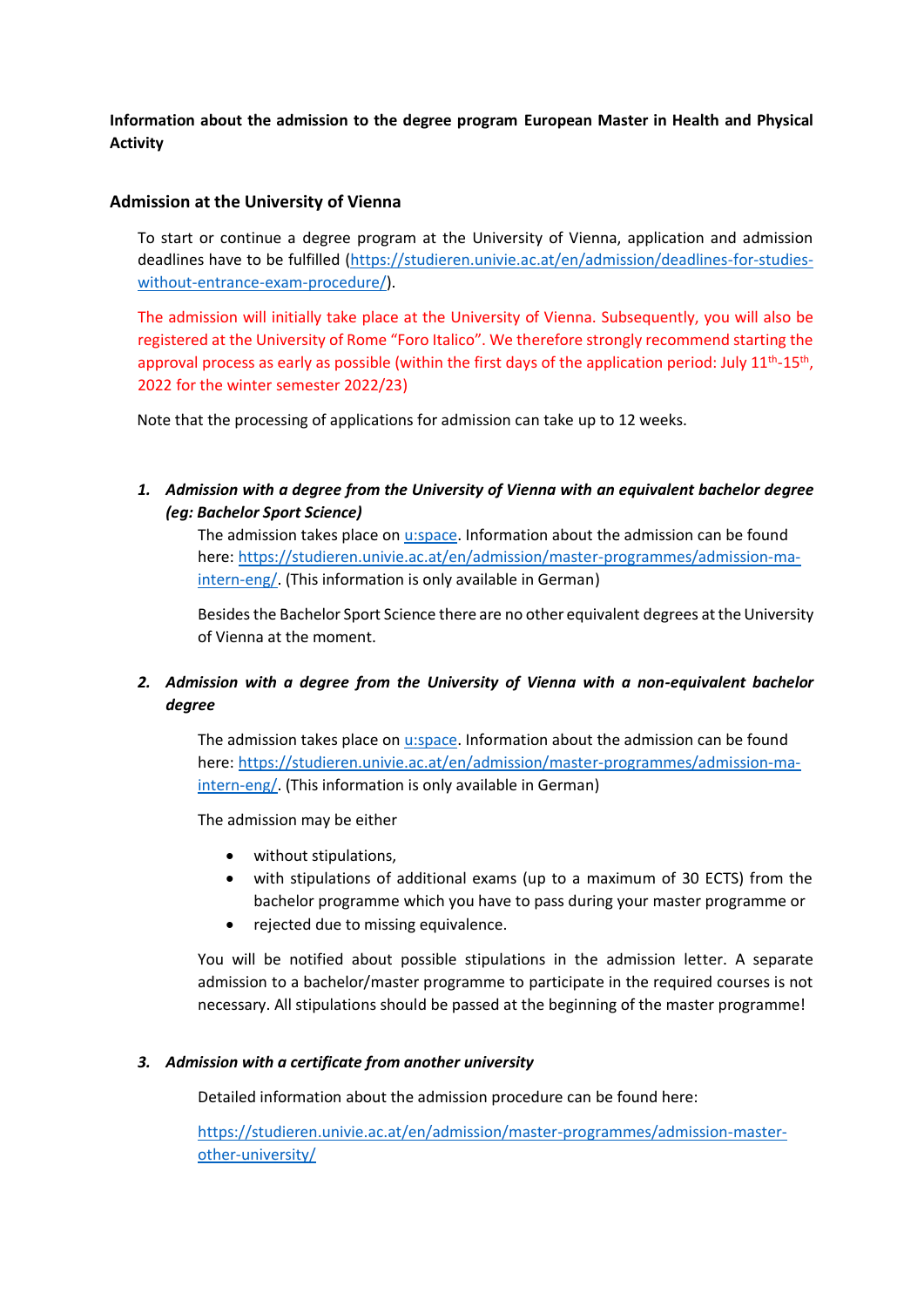**Information about the admission to the degree program European Master in Health and Physical Activity**

## Admission at the University of Vienna

To start or continue a degree program at the University of Vienna, application and admission deadlines have to be fulfilled ([https://studieren.univie.ac.at/en/admission/deadlines-for-studies-without-entrance-exam-procedure/](https://studieren.univie.ac.at/en/admission/deadlines-for-studies-without-entrance-exam-procedure/)).

The admission will initially take place at the University of Vienna. Subsequently, you will also be registered at the University of Rome "Foro Italico". We therefore strongly recommend starting the approval process as early as possible (within the first days of the application period: July 11th-15th, 2022 for the winter semester 2022/23)

Note that the processing of applications for admission can take up to 12 weeks.

1. ***Admission with a degree from the University of Vienna with an equivalent bachelor degree (eg: Bachelor Sport Science)***

   The admission takes place on [u:space](u:space). Information about the admission can be found here: [https://studieren.univie.ac.at/en/admission/master-programmes/admission-ma-intern-eng/](https://studieren.univie.ac.at/en/admission/master-programmes/admission-ma-intern-eng/). (This information is only available in German)

   Besides the Bachelor Sport Science there are no other equivalent degrees at the University of Vienna at the moment.

2. ***Admission with a degree from the University of Vienna with a non-equivalent bachelor degree***

   The admission takes place on [u:space](u:space). Information about the admission can be found here: [https://studieren.univie.ac.at/en/admission/master-programmes/admission-ma-intern-eng/](https://studieren.univie.ac.at/en/admission/master-programmes/admission-ma-intern-eng/). (This information is only available in German)

   The admission may be either

   - without stipulations,
   - with stipulations of additional exams (up to a maximum of 30 ECTS) from the bachelor programme which you have to pass during your master programme or
   - rejected due to missing equivalence.

   You will be notified about possible stipulations in the admission letter. A separate admission to a bachelor/master programme to participate in the required courses is not necessary. All stipulations should be passed at the beginning of the master programme!

3. ***Admission with a certificate from another university***

   Detailed information about the admission procedure can be found here:

   [https://studieren.univie.ac.at/en/admission/master-programmes/admission-master-other-university/](https://studieren.univie.ac.at/en/admission/master-programmes/admission-master-other-university/)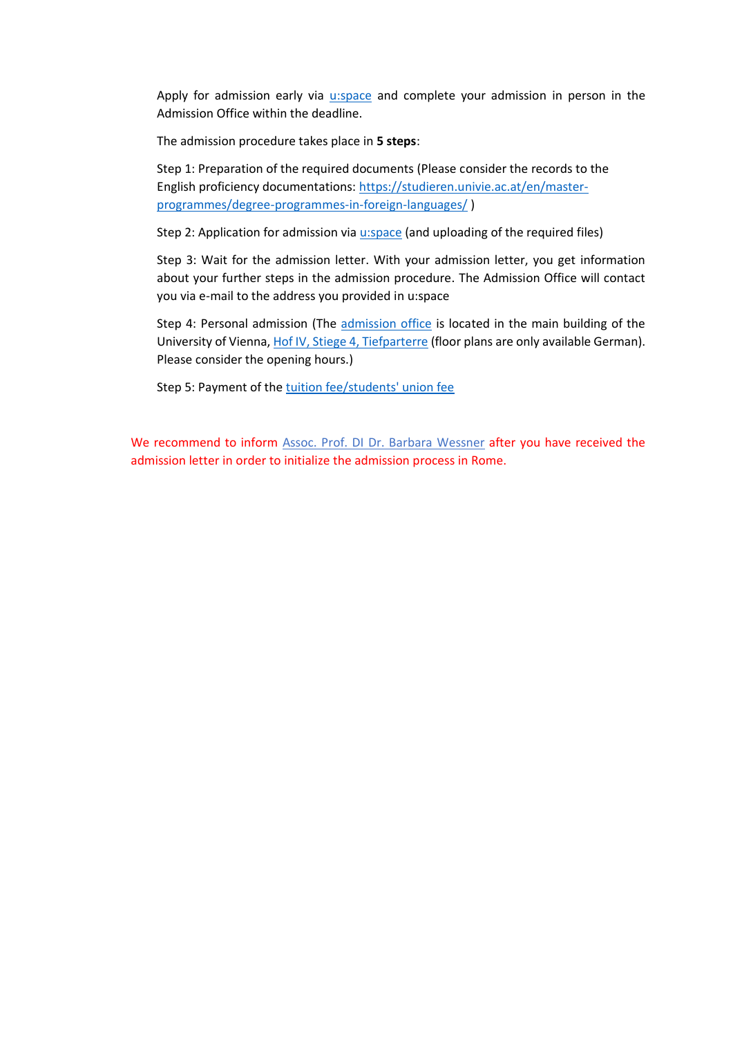Apply for admission early via u:space and complete your admission in person in the Admission Office within the deadline.

The admission procedure takes place in **5 steps**:

Step 1: Preparation of the required documents (Please consider the records to the English proficiency documentations: https://studieren.univie.ac.at/en/master-programmes/degree-programmes-in-foreign-languages/ )

Step 2: Application for admission via u:space (and uploading of the required files)

Step 3: Wait for the admission letter. With your admission letter, you get information about your further steps in the admission procedure. The Admission Office will contact you via e-mail to the address you provided in u:space

Step 4: Personal admission (The admission office is located in the main building of the University of Vienna, Hof IV, Stiege 4, Tiefparterre (floor plans are only available German). Please consider the opening hours.)

Step 5: Payment of the tuition fee/students' union fee

We recommend to inform Assoc. Prof. DI Dr. Barbara Wessner after you have received the admission letter in order to initialize the admission process in Rome.